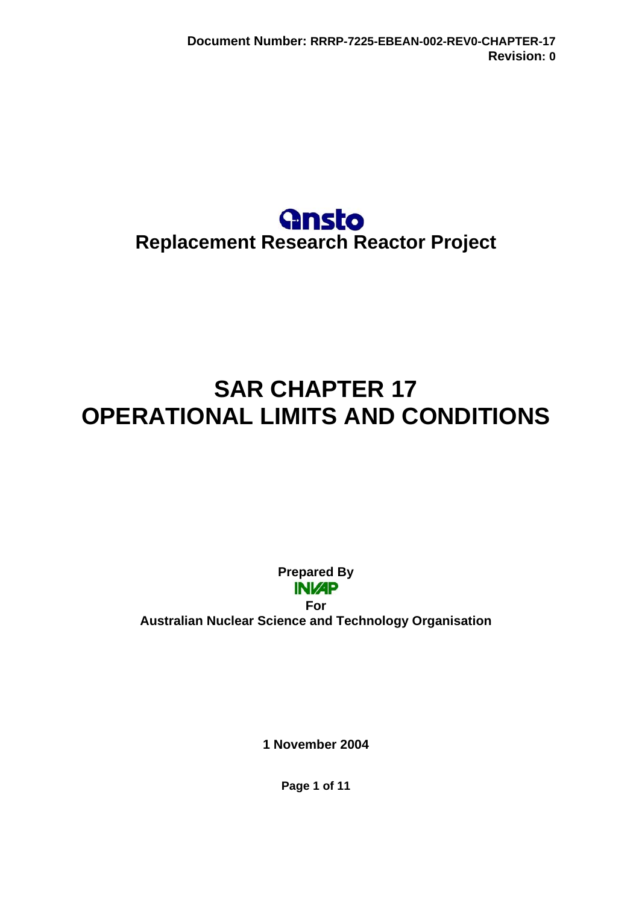**Document Number:** RRRP-7225-EBEAN-002-REV0-CHAPTER-17
**Revision:** 0

ansto

**Replacement Research Reactor Project**

# SAR CHAPTER 17
# OPERATIONAL LIMITS AND CONDITIONS

**Prepared By**

**INVAP**

**For**

**Australian Nuclear Science and Technology Organisation**

**1 November 2004**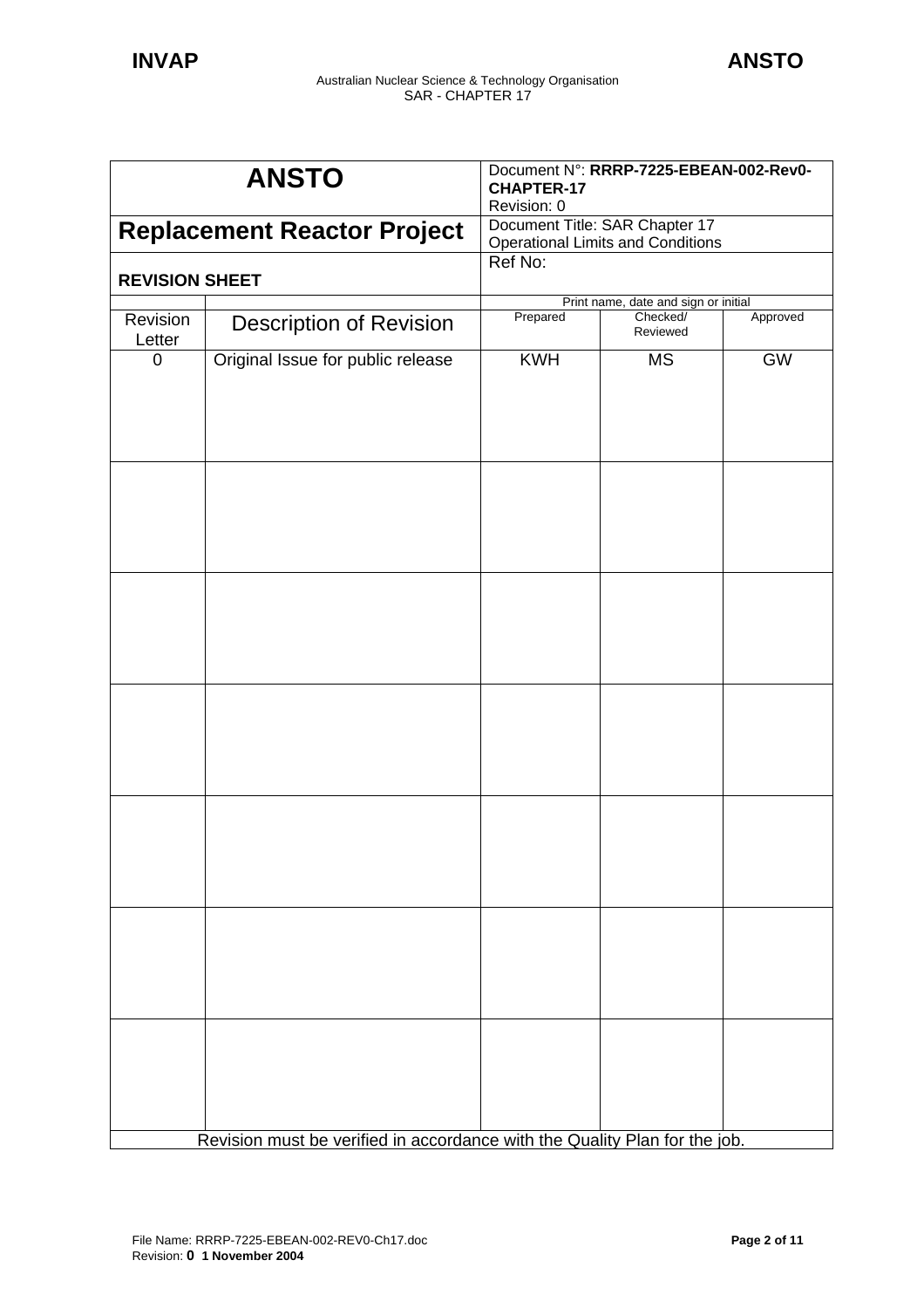| ANSTO | | Document N°: **RRRP-7225-EBEAN-002-Rev0-CHAPTER-17**<br>Revision: 0 | | |
|---|---|---|---|---|
| **Replacement Reactor Project** | | Document Title: SAR Chapter 17<br>Operational Limits and Conditions | | |
| **REVISION SHEET** | | Ref No: | | |
| | | Print name, date and sign or initial | | |
| Revision Letter | Description of Revision | Prepared | Checked/ Reviewed | Approved |
| 0 | Original Issue for public release | KWH | MS | GW |
| | | | | |
| | | | | |
| | | | | |
| | | | | |
| | | | | |
| | | | | |
| Revision must be verified in accordance with the Quality Plan for the job. | | | | |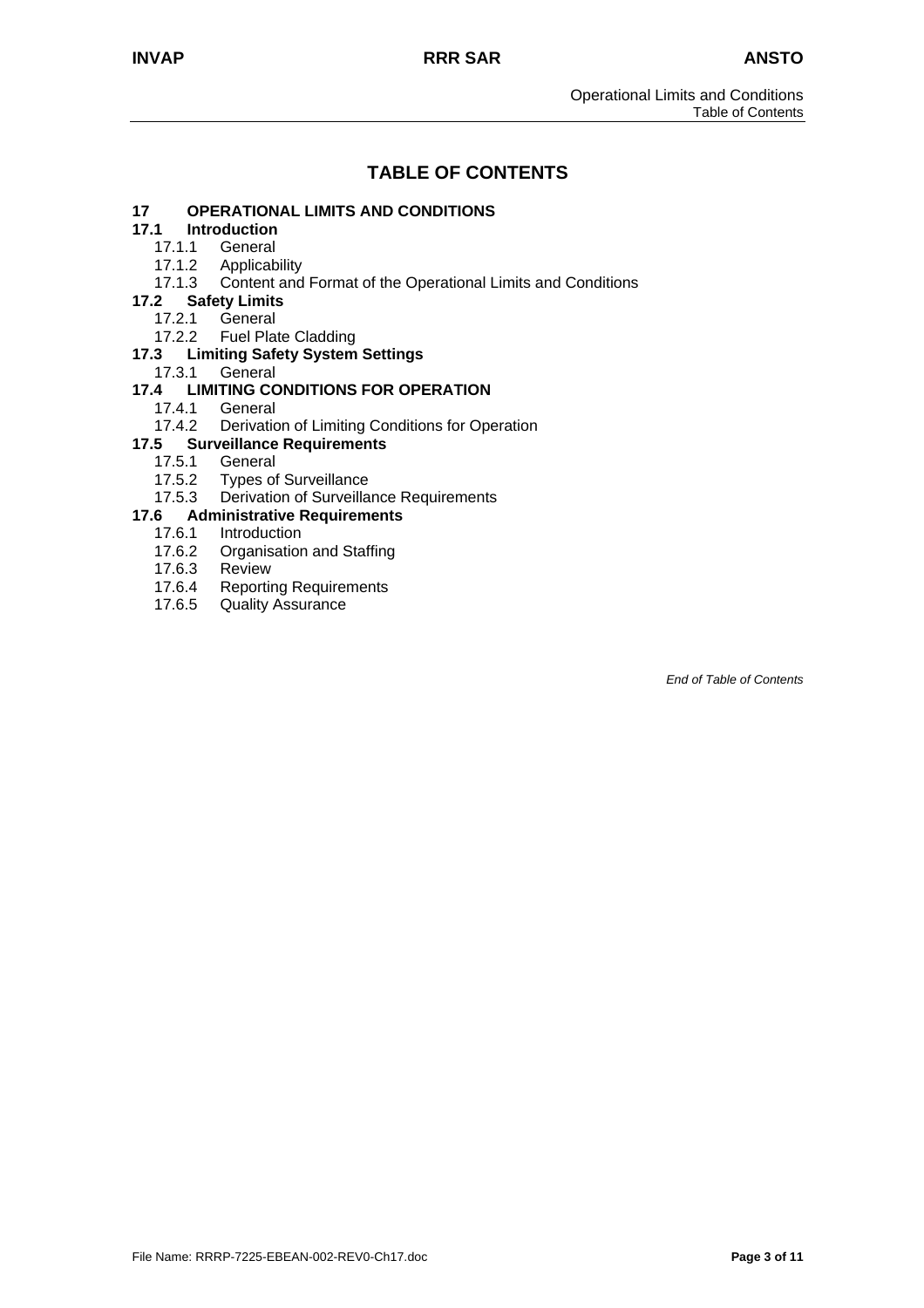# TABLE OF CONTENTS

**17 OPERATIONAL LIMITS AND CONDITIONS**

**17.1 Introduction**

- 17.1.1 General
- 17.1.2 Applicability
- 17.1.3 Content and Format of the Operational Limits and Conditions

**17.2 Safety Limits**

- 17.2.1 General
- 17.2.2 Fuel Plate Cladding

**17.3 Limiting Safety System Settings**

- 17.3.1 General

**17.4 LIMITING CONDITIONS FOR OPERATION**

- 17.4.1 General
- 17.4.2 Derivation of Limiting Conditions for Operation

**17.5 Surveillance Requirements**

- 17.5.1 General
- 17.5.2 Types of Surveillance
- 17.5.3 Derivation of Surveillance Requirements

**17.6 Administrative Requirements**

- 17.6.1 Introduction
- 17.6.2 Organisation and Staffing
- 17.6.3 Review
- 17.6.4 Reporting Requirements
- 17.6.5 Quality Assurance

*End of Table of Contents*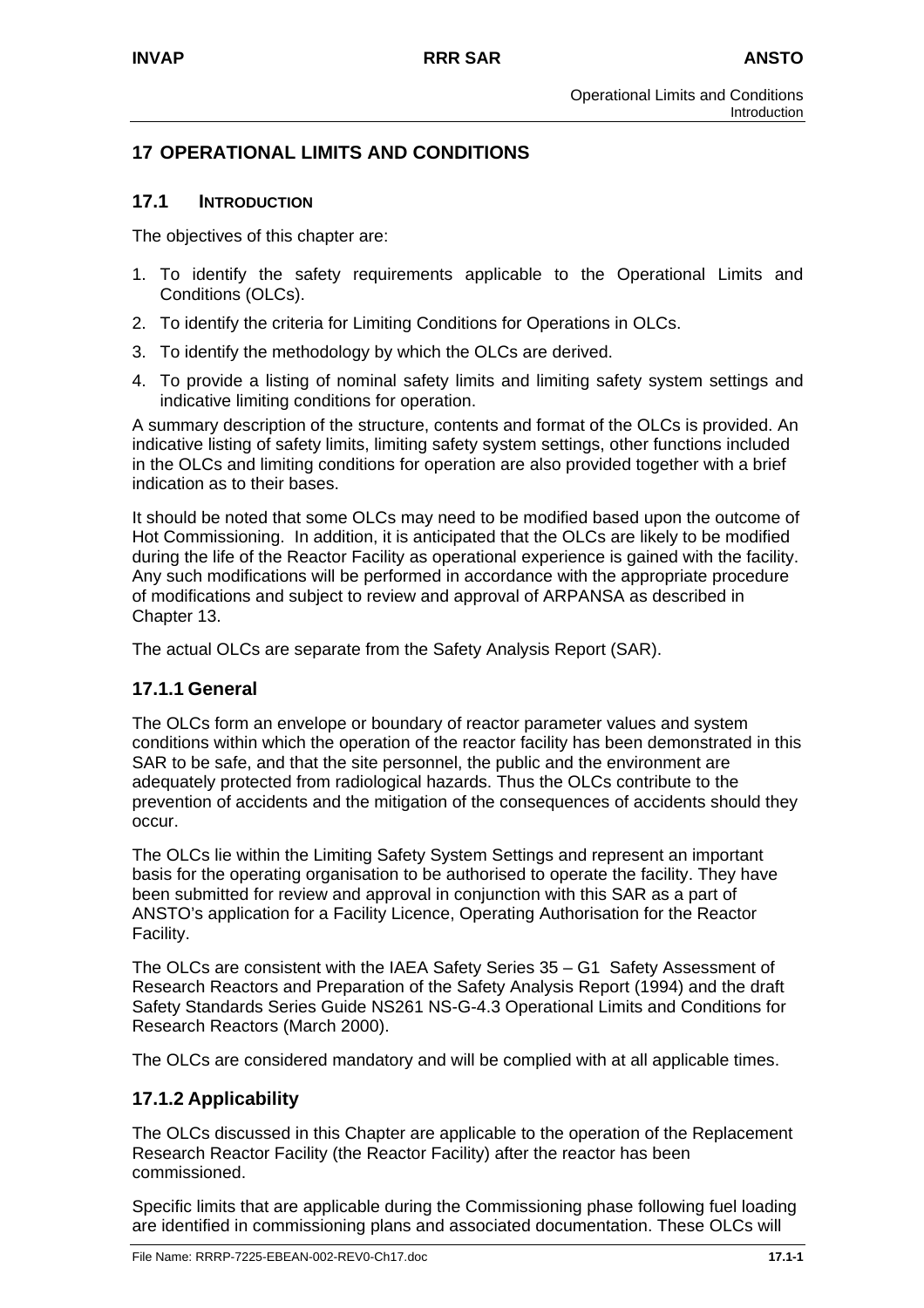# 17 OPERATIONAL LIMITS AND CONDITIONS

## 17.1 INTRODUCTION

The objectives of this chapter are:

1. To identify the safety requirements applicable to the Operational Limits and Conditions (OLCs).
2. To identify the criteria for Limiting Conditions for Operations in OLCs.
3. To identify the methodology by which the OLCs are derived.
4. To provide a listing of nominal safety limits and limiting safety system settings and indicative limiting conditions for operation.

A summary description of the structure, contents and format of the OLCs is provided. An indicative listing of safety limits, limiting safety system settings, other functions included in the OLCs and limiting conditions for operation are also provided together with a brief indication as to their bases.

It should be noted that some OLCs may need to be modified based upon the outcome of Hot Commissioning. In addition, it is anticipated that the OLCs are likely to be modified during the life of the Reactor Facility as operational experience is gained with the facility. Any such modifications will be performed in accordance with the appropriate procedure of modifications and subject to review and approval of ARPANSA as described in Chapter 13.

The actual OLCs are separate from the Safety Analysis Report (SAR).

### 17.1.1 General

The OLCs form an envelope or boundary of reactor parameter values and system conditions within which the operation of the reactor facility has been demonstrated in this SAR to be safe, and that the site personnel, the public and the environment are adequately protected from radiological hazards. Thus the OLCs contribute to the prevention of accidents and the mitigation of the consequences of accidents should they occur.

The OLCs lie within the Limiting Safety System Settings and represent an important basis for the operating organisation to be authorised to operate the facility. They have been submitted for review and approval in conjunction with this SAR as a part of ANSTO's application for a Facility Licence, Operating Authorisation for the Reactor Facility.

The OLCs are consistent with the IAEA Safety Series 35 – G1 Safety Assessment of Research Reactors and Preparation of the Safety Analysis Report (1994) and the draft Safety Standards Series Guide NS261 NS-G-4.3 Operational Limits and Conditions for Research Reactors (March 2000).

The OLCs are considered mandatory and will be complied with at all applicable times.

### 17.1.2 Applicability

The OLCs discussed in this Chapter are applicable to the operation of the Replacement Research Reactor Facility (the Reactor Facility) after the reactor has been commissioned.

Specific limits that are applicable during the Commissioning phase following fuel loading are identified in commissioning plans and associated documentation. These OLCs will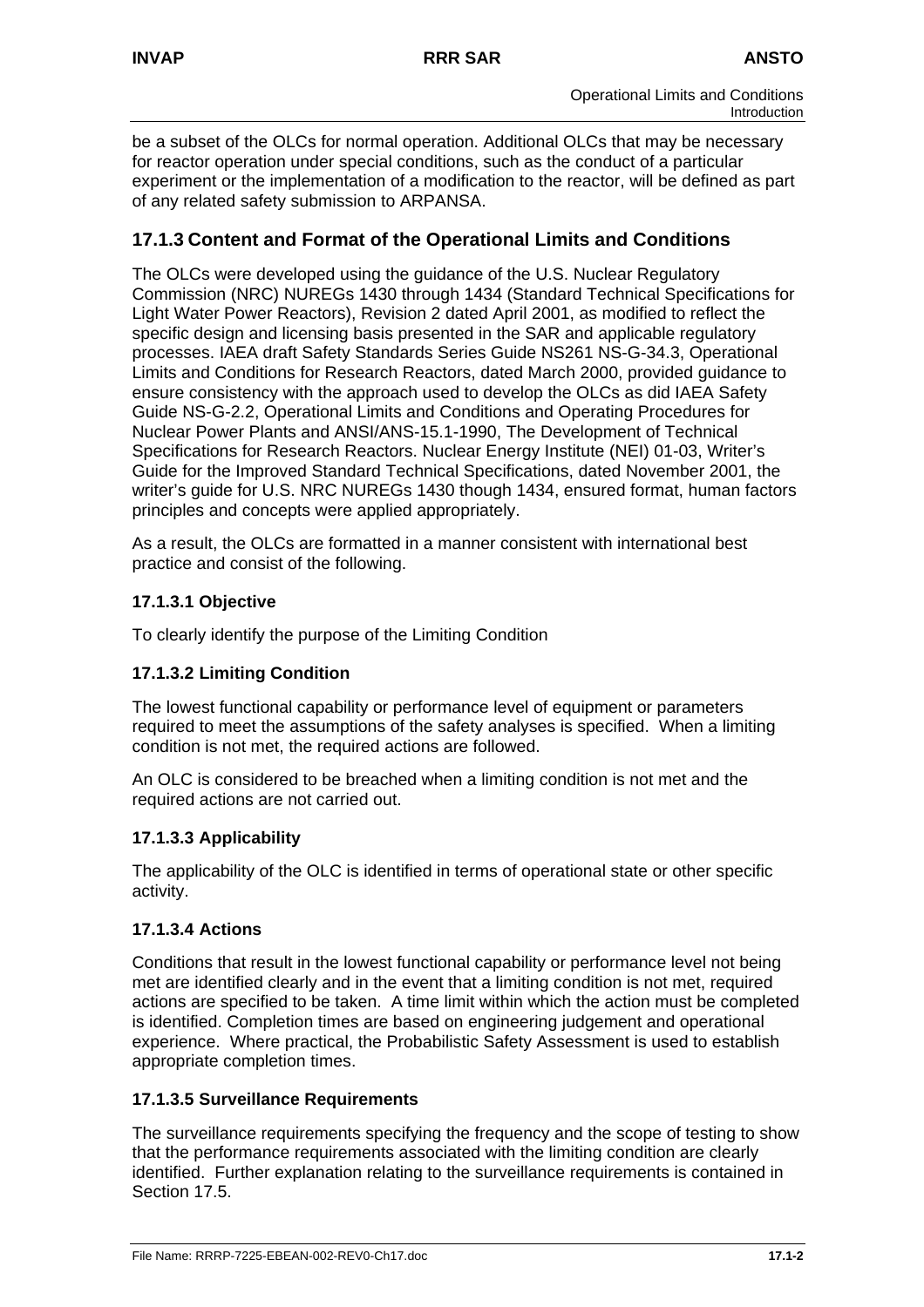be a subset of the OLCs for normal operation. Additional OLCs that may be necessary for reactor operation under special conditions, such as the conduct of a particular experiment or the implementation of a modification to the reactor, will be defined as part of any related safety submission to ARPANSA.

## 17.1.3 Content and Format of the Operational Limits and Conditions

The OLCs were developed using the guidance of the U.S. Nuclear Regulatory Commission (NRC) NUREGs 1430 through 1434 (Standard Technical Specifications for Light Water Power Reactors), Revision 2 dated April 2001, as modified to reflect the specific design and licensing basis presented in the SAR and applicable regulatory processes. IAEA draft Safety Standards Series Guide NS261 NS-G-34.3, Operational Limits and Conditions for Research Reactors, dated March 2000, provided guidance to ensure consistency with the approach used to develop the OLCs as did IAEA Safety Guide NS-G-2.2, Operational Limits and Conditions and Operating Procedures for Nuclear Power Plants and ANSI/ANS-15.1-1990, The Development of Technical Specifications for Research Reactors. Nuclear Energy Institute (NEI) 01-03, Writer's Guide for the Improved Standard Technical Specifications, dated November 2001, the writer's guide for U.S. NRC NUREGs 1430 though 1434, ensured format, human factors principles and concepts were applied appropriately.

As a result, the OLCs are formatted in a manner consistent with international best practice and consist of the following.

### 17.1.3.1 Objective

To clearly identify the purpose of the Limiting Condition

### 17.1.3.2 Limiting Condition

The lowest functional capability or performance level of equipment or parameters required to meet the assumptions of the safety analyses is specified. When a limiting condition is not met, the required actions are followed.

An OLC is considered to be breached when a limiting condition is not met and the required actions are not carried out.

### 17.1.3.3 Applicability

The applicability of the OLC is identified in terms of operational state or other specific activity.

### 17.1.3.4 Actions

Conditions that result in the lowest functional capability or performance level not being met are identified clearly and in the event that a limiting condition is not met, required actions are specified to be taken. A time limit within which the action must be completed is identified. Completion times are based on engineering judgement and operational experience. Where practical, the Probabilistic Safety Assessment is used to establish appropriate completion times.

### 17.1.3.5 Surveillance Requirements

The surveillance requirements specifying the frequency and the scope of testing to show that the performance requirements associated with the limiting condition are clearly identified. Further explanation relating to the surveillance requirements is contained in Section 17.5.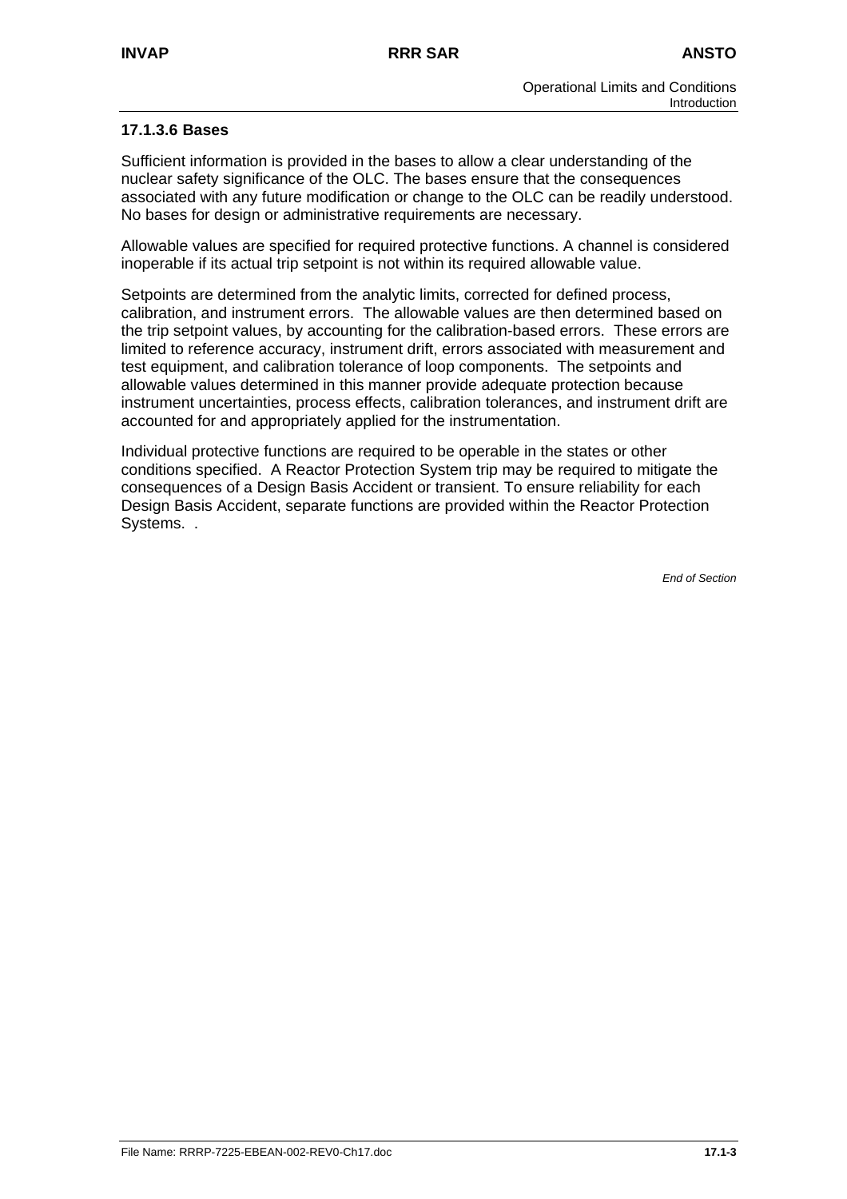### 17.1.3.6 Bases

Sufficient information is provided in the bases to allow a clear understanding of the nuclear safety significance of the OLC. The bases ensure that the consequences associated with any future modification or change to the OLC can be readily understood. No bases for design or administrative requirements are necessary.

Allowable values are specified for required protective functions. A channel is considered inoperable if its actual trip setpoint is not within its required allowable value.

Setpoints are determined from the analytic limits, corrected for defined process, calibration, and instrument errors. The allowable values are then determined based on the trip setpoint values, by accounting for the calibration-based errors. These errors are limited to reference accuracy, instrument drift, errors associated with measurement and test equipment, and calibration tolerance of loop components. The setpoints and allowable values determined in this manner provide adequate protection because instrument uncertainties, process effects, calibration tolerances, and instrument drift are accounted for and appropriately applied for the instrumentation.

Individual protective functions are required to be operable in the states or other conditions specified. A Reactor Protection System trip may be required to mitigate the consequences of a Design Basis Accident or transient. To ensure reliability for each Design Basis Accident, separate functions are provided within the Reactor Protection Systems. .

*End of Section*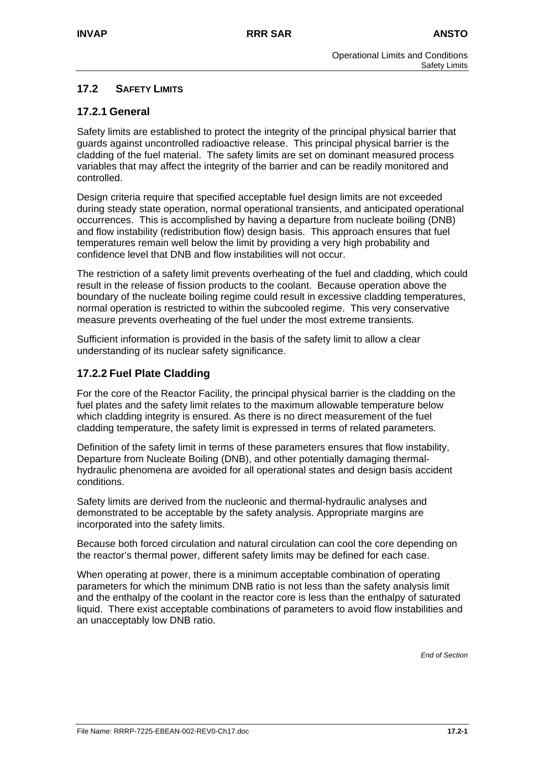## 17.2 SAFETY LIMITS

### 17.2.1 General

Safety limits are established to protect the integrity of the principal physical barrier that guards against uncontrolled radioactive release. This principal physical barrier is the cladding of the fuel material. The safety limits are set on dominant measured process variables that may affect the integrity of the barrier and can be readily monitored and controlled.

Design criteria require that specified acceptable fuel design limits are not exceeded during steady state operation, normal operational transients, and anticipated operational occurrences. This is accomplished by having a departure from nucleate boiling (DNB) and flow instability (redistribution flow) design basis. This approach ensures that fuel temperatures remain well below the limit by providing a very high probability and confidence level that DNB and flow instabilities will not occur.

The restriction of a safety limit prevents overheating of the fuel and cladding, which could result in the release of fission products to the coolant. Because operation above the boundary of the nucleate boiling regime could result in excessive cladding temperatures, normal operation is restricted to within the subcooled regime. This very conservative measure prevents overheating of the fuel under the most extreme transients.

Sufficient information is provided in the basis of the safety limit to allow a clear understanding of its nuclear safety significance.

### 17.2.2 Fuel Plate Cladding

For the core of the Reactor Facility, the principal physical barrier is the cladding on the fuel plates and the safety limit relates to the maximum allowable temperature below which cladding integrity is ensured. As there is no direct measurement of the fuel cladding temperature, the safety limit is expressed in terms of related parameters.

Definition of the safety limit in terms of these parameters ensures that flow instability, Departure from Nucleate Boiling (DNB), and other potentially damaging thermal-hydraulic phenomena are avoided for all operational states and design basis accident conditions.

Safety limits are derived from the nucleonic and thermal-hydraulic analyses and demonstrated to be acceptable by the safety analysis. Appropriate margins are incorporated into the safety limits.

Because both forced circulation and natural circulation can cool the core depending on the reactor's thermal power, different safety limits may be defined for each case.

When operating at power, there is a minimum acceptable combination of operating parameters for which the minimum DNB ratio is not less than the safety analysis limit and the enthalpy of the coolant in the reactor core is less than the enthalpy of saturated liquid. There exist acceptable combinations of parameters to avoid flow instabilities and an unacceptably low DNB ratio.

*End of Section*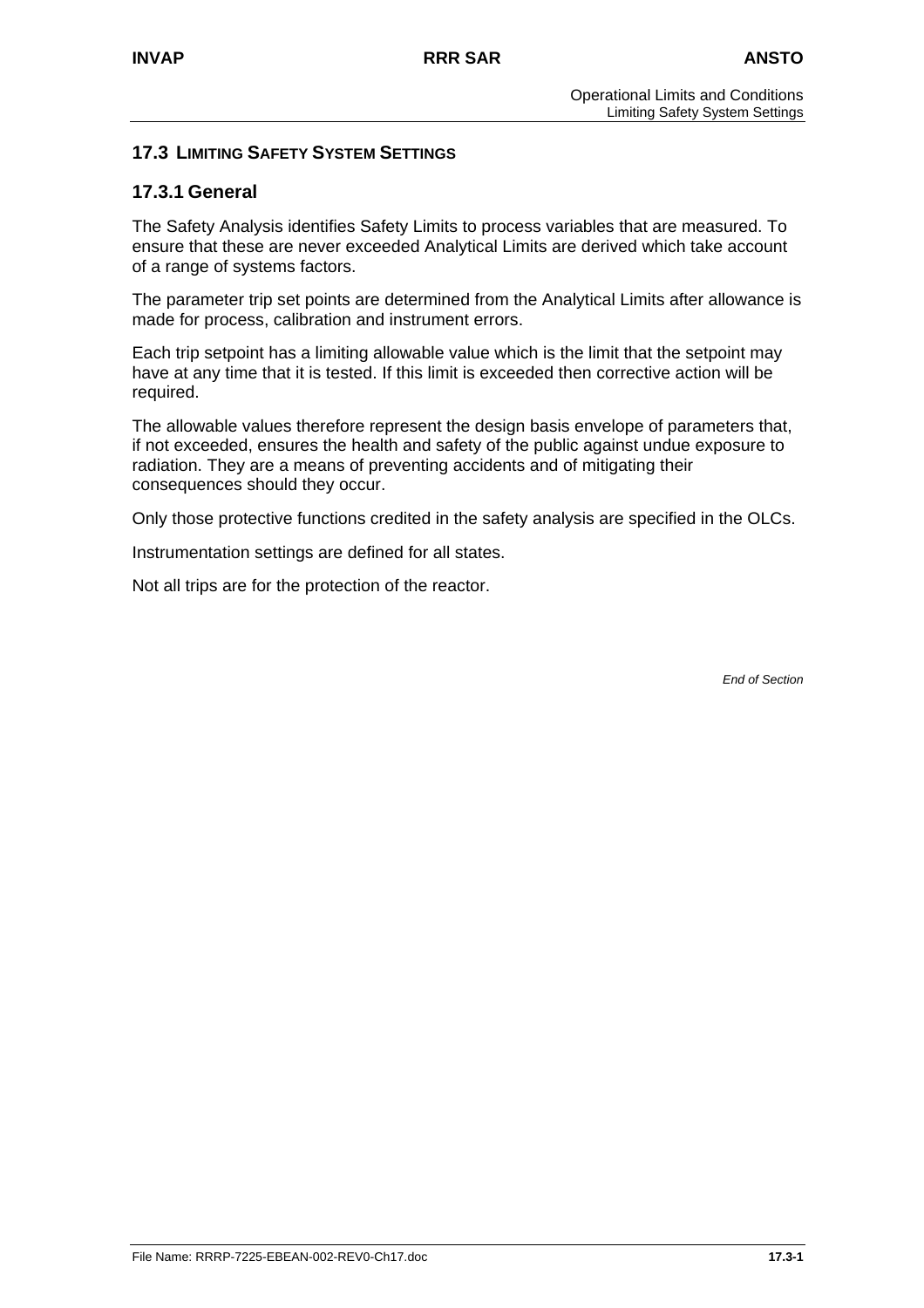## 17.3 LIMITING SAFETY SYSTEM SETTINGS

### 17.3.1 General

The Safety Analysis identifies Safety Limits to process variables that are measured. To ensure that these are never exceeded Analytical Limits are derived which take account of a range of systems factors.

The parameter trip set points are determined from the Analytical Limits after allowance is made for process, calibration and instrument errors.

Each trip setpoint has a limiting allowable value which is the limit that the setpoint may have at any time that it is tested. If this limit is exceeded then corrective action will be required.

The allowable values therefore represent the design basis envelope of parameters that, if not exceeded, ensures the health and safety of the public against undue exposure to radiation. They are a means of preventing accidents and of mitigating their consequences should they occur.

Only those protective functions credited in the safety analysis are specified in the OLCs.

Instrumentation settings are defined for all states.

Not all trips are for the protection of the reactor.

*End of Section*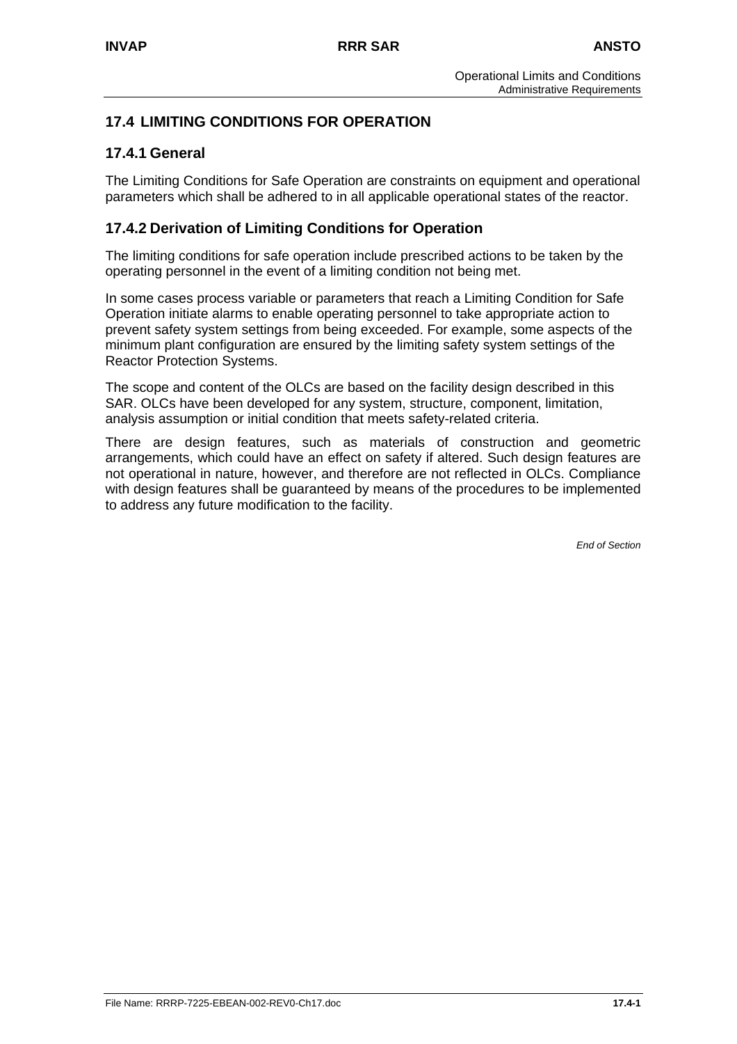## 17.4 LIMITING CONDITIONS FOR OPERATION

### 17.4.1 General

The Limiting Conditions for Safe Operation are constraints on equipment and operational parameters which shall be adhered to in all applicable operational states of the reactor.

### 17.4.2 Derivation of Limiting Conditions for Operation

The limiting conditions for safe operation include prescribed actions to be taken by the operating personnel in the event of a limiting condition not being met.

In some cases process variable or parameters that reach a Limiting Condition for Safe Operation initiate alarms to enable operating personnel to take appropriate action to prevent safety system settings from being exceeded. For example, some aspects of the minimum plant configuration are ensured by the limiting safety system settings of the Reactor Protection Systems.

The scope and content of the OLCs are based on the facility design described in this SAR. OLCs have been developed for any system, structure, component, limitation, analysis assumption or initial condition that meets safety-related criteria.

There are design features, such as materials of construction and geometric arrangements, which could have an effect on safety if altered. Such design features are not operational in nature, however, and therefore are not reflected in OLCs. Compliance with design features shall be guaranteed by means of the procedures to be implemented to address any future modification to the facility.

*End of Section*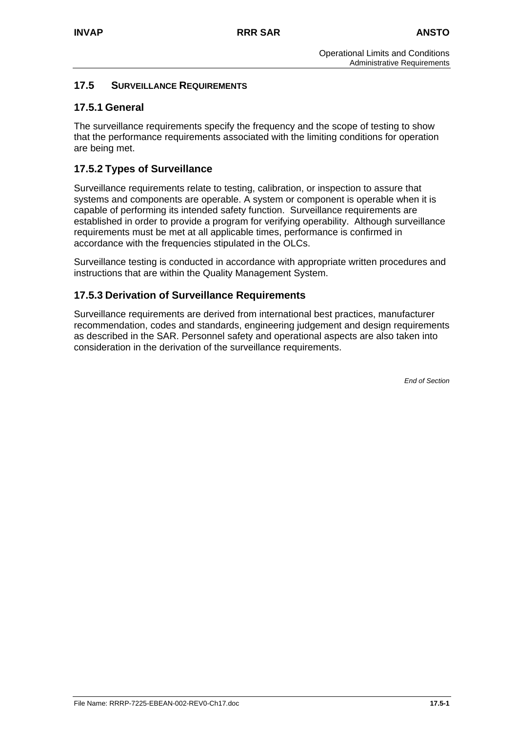## 17.5 SURVEILLANCE REQUIREMENTS

### 17.5.1 General

The surveillance requirements specify the frequency and the scope of testing to show that the performance requirements associated with the limiting conditions for operation are being met.

### 17.5.2 Types of Surveillance

Surveillance requirements relate to testing, calibration, or inspection to assure that systems and components are operable. A system or component is operable when it is capable of performing its intended safety function. Surveillance requirements are established in order to provide a program for verifying operability. Although surveillance requirements must be met at all applicable times, performance is confirmed in accordance with the frequencies stipulated in the OLCs.

Surveillance testing is conducted in accordance with appropriate written procedures and instructions that are within the Quality Management System.

### 17.5.3 Derivation of Surveillance Requirements

Surveillance requirements are derived from international best practices, manufacturer recommendation, codes and standards, engineering judgement and design requirements as described in the SAR. Personnel safety and operational aspects are also taken into consideration in the derivation of the surveillance requirements.

*End of Section*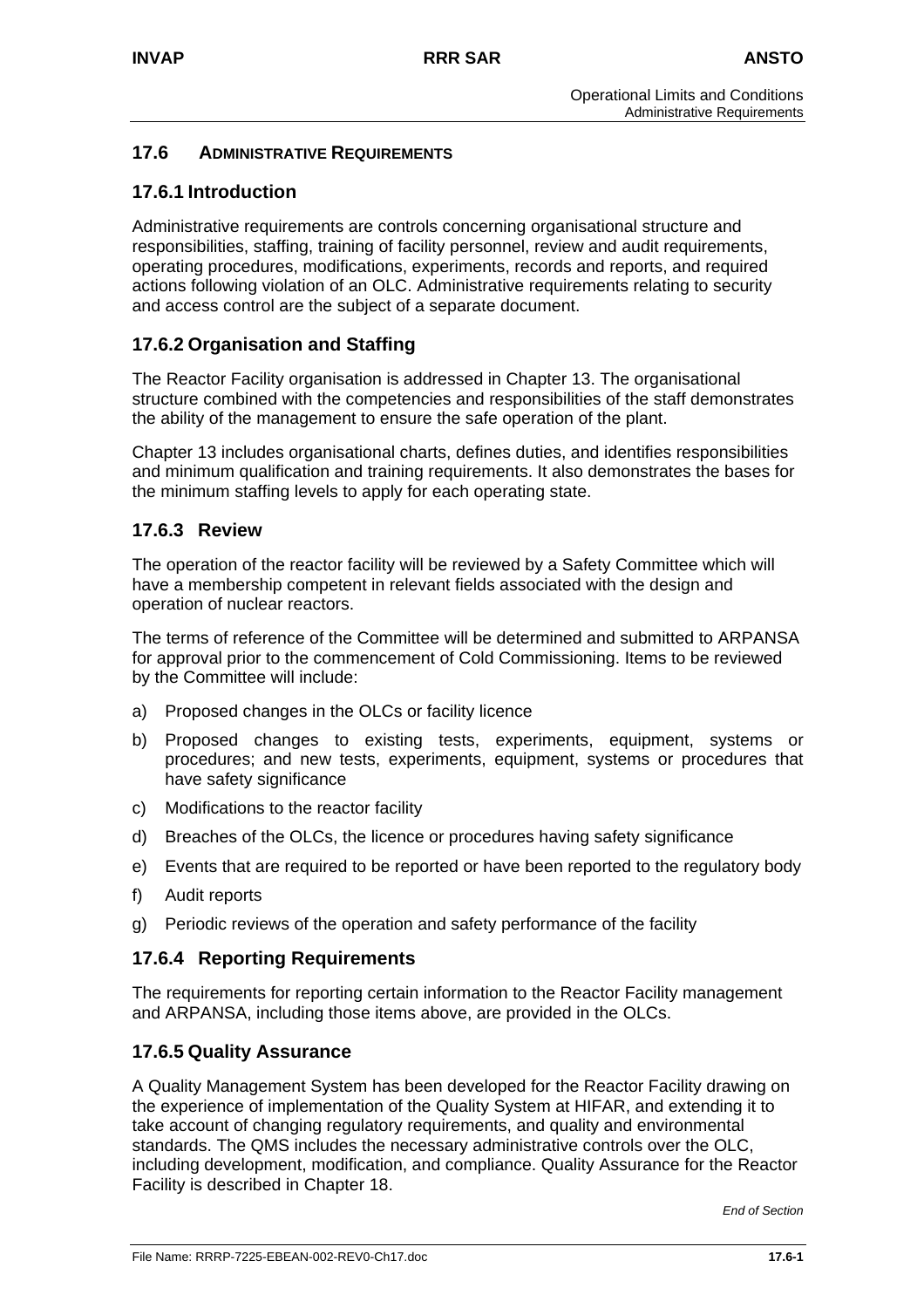## 17.6 ADMINISTRATIVE REQUIREMENTS

### 17.6.1 Introduction

Administrative requirements are controls concerning organisational structure and responsibilities, staffing, training of facility personnel, review and audit requirements, operating procedures, modifications, experiments, records and reports, and required actions following violation of an OLC. Administrative requirements relating to security and access control are the subject of a separate document.

### 17.6.2 Organisation and Staffing

The Reactor Facility organisation is addressed in Chapter 13. The organisational structure combined with the competencies and responsibilities of the staff demonstrates the ability of the management to ensure the safe operation of the plant.

Chapter 13 includes organisational charts, defines duties, and identifies responsibilities and minimum qualification and training requirements. It also demonstrates the bases for the minimum staffing levels to apply for each operating state.

### 17.6.3 Review

The operation of the reactor facility will be reviewed by a Safety Committee which will have a membership competent in relevant fields associated with the design and operation of nuclear reactors.

The terms of reference of the Committee will be determined and submitted to ARPANSA for approval prior to the commencement of Cold Commissioning. Items to be reviewed by the Committee will include:

a) Proposed changes in the OLCs or facility licence

b) Proposed changes to existing tests, experiments, equipment, systems or procedures; and new tests, experiments, equipment, systems or procedures that have safety significance

c) Modifications to the reactor facility

d) Breaches of the OLCs, the licence or procedures having safety significance

e) Events that are required to be reported or have been reported to the regulatory body

f) Audit reports

g) Periodic reviews of the operation and safety performance of the facility

### 17.6.4 Reporting Requirements

The requirements for reporting certain information to the Reactor Facility management and ARPANSA, including those items above, are provided in the OLCs.

### 17.6.5 Quality Assurance

A Quality Management System has been developed for the Reactor Facility drawing on the experience of implementation of the Quality System at HIFAR, and extending it to take account of changing regulatory requirements, and quality and environmental standards. The QMS includes the necessary administrative controls over the OLC, including development, modification, and compliance. Quality Assurance for the Reactor Facility is described in Chapter 18.

*End of Section*